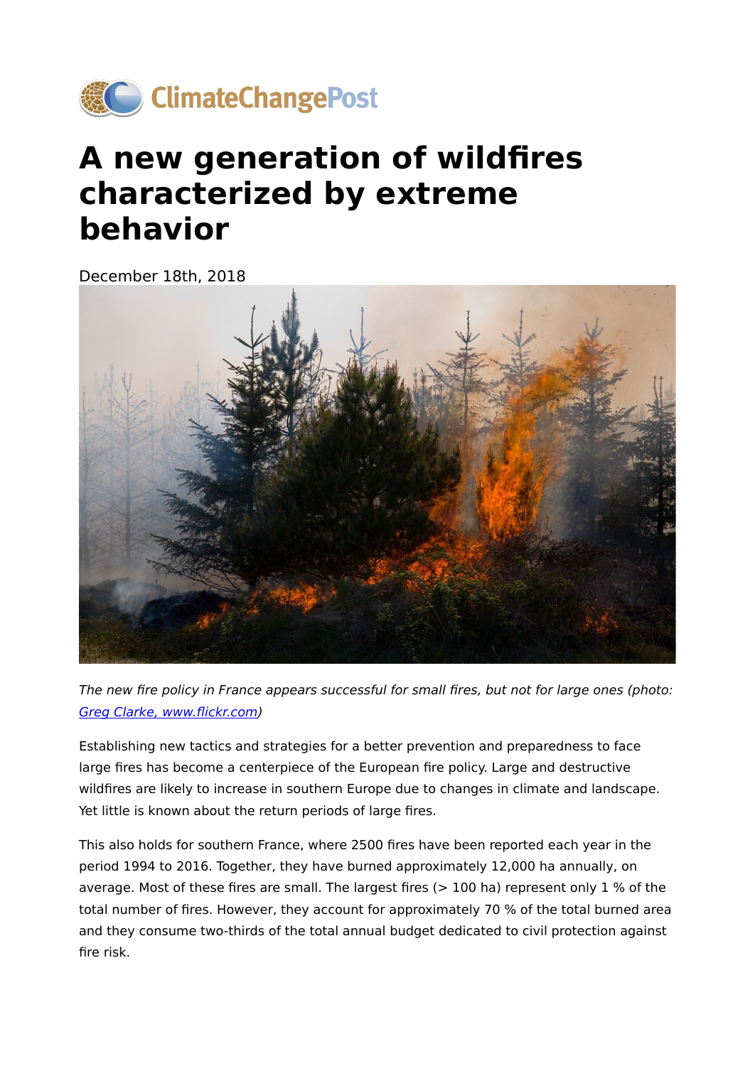ClimateChangePost

# A new generation of wildfires characterized by extreme behavior

December 18th, 2018

*The new fire policy in France appears successful for small fires, but not for large ones (photo: [Greg Clarke, www.flickr.com](http://www.flickr.com))*

Establishing new tactics and strategies for a better prevention and preparedness to face large fires has become a centerpiece of the European fire policy. Large and destructive wildfires are likely to increase in southern Europe due to changes in climate and landscape. Yet little is known about the return periods of large fires.

This also holds for southern France, where 2500 fires have been reported each year in the period 1994 to 2016. Together, they have burned approximately 12,000 ha annually, on average. Most of these fires are small. The largest fires (> 100 ha) represent only 1 % of the total number of fires. However, they account for approximately 70 % of the total burned area and they consume two-thirds of the total annual budget dedicated to civil protection against fire risk.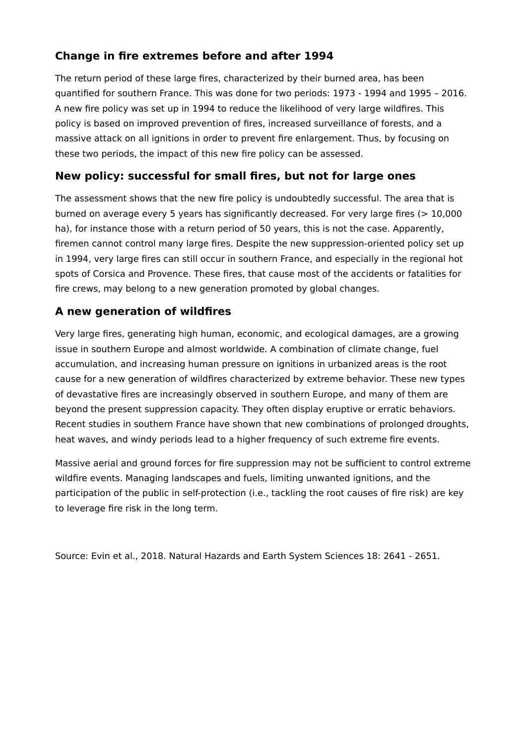## Change in fire extremes before and after 1994

The return period of these large fires, characterized by their burned area, has been quantified for southern France. This was done for two periods: 1973 - 1994 and 1995 – 2016. A new fire policy was set up in 1994 to reduce the likelihood of very large wildfires. This policy is based on improved prevention of fires, increased surveillance of forests, and a massive attack on all ignitions in order to prevent fire enlargement. Thus, by focusing on these two periods, the impact of this new fire policy can be assessed.

## New policy: successful for small fires, but not for large ones

The assessment shows that the new fire policy is undoubtedly successful. The area that is burned on average every 5 years has significantly decreased. For very large fires (> 10,000 ha), for instance those with a return period of 50 years, this is not the case. Apparently, firemen cannot control many large fires. Despite the new suppression-oriented policy set up in 1994, very large fires can still occur in southern France, and especially in the regional hot spots of Corsica and Provence. These fires, that cause most of the accidents or fatalities for fire crews, may belong to a new generation promoted by global changes.

## A new generation of wildfires

Very large fires, generating high human, economic, and ecological damages, are a growing issue in southern Europe and almost worldwide. A combination of climate change, fuel accumulation, and increasing human pressure on ignitions in urbanized areas is the root cause for a new generation of wildfires characterized by extreme behavior. These new types of devastative fires are increasingly observed in southern Europe, and many of them are beyond the present suppression capacity. They often display eruptive or erratic behaviors. Recent studies in southern France have shown that new combinations of prolonged droughts, heat waves, and windy periods lead to a higher frequency of such extreme fire events.

Massive aerial and ground forces for fire suppression may not be sufficient to control extreme wildfire events. Managing landscapes and fuels, limiting unwanted ignitions, and the participation of the public in self-protection (i.e., tackling the root causes of fire risk) are key to leverage fire risk in the long term.

Source: Evin et al., 2018. Natural Hazards and Earth System Sciences 18: 2641 - 2651.